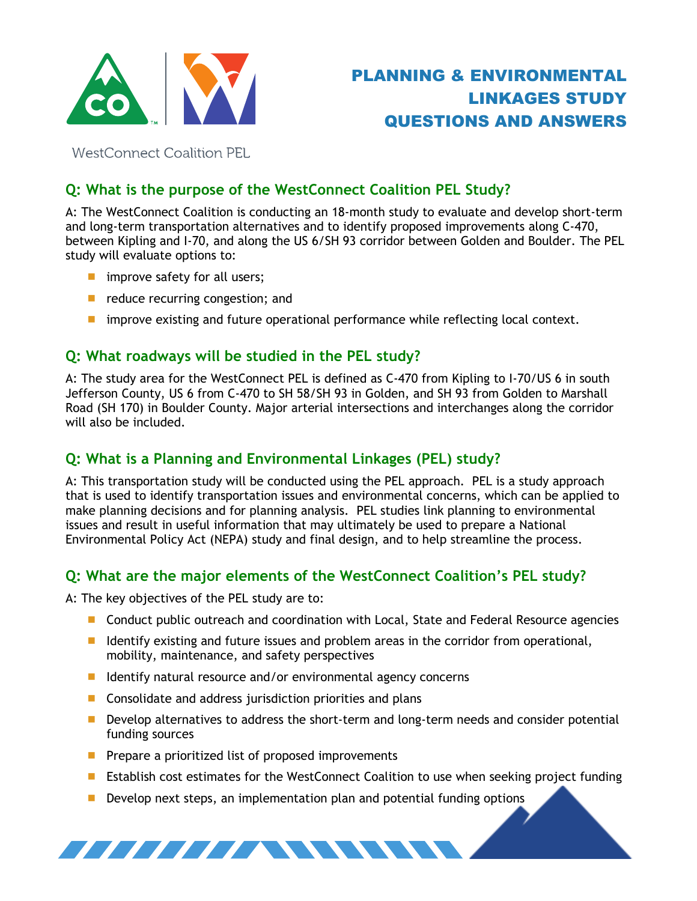WestConnect Coalition PEL

# PLANNING & ENVIRONMENTAL LINKAGES STUDY QUESTIONS AND ANSWERS

## Q: What is the purpose of the WestConnect Coalition PEL Study?

A: The WestConnect Coalition is conducting an 18-month study to evaluate and develop short-term and long-term transportation alternatives and to identify proposed improvements along C-470, between Kipling and I-70, and along the US 6/SH 93 corridor between Golden and Boulder. The PEL study will evaluate options to:

- improve safety for all users;
- reduce recurring congestion; and
- improve existing and future operational performance while reflecting local context.

## Q: What roadways will be studied in the PEL study?

A: The study area for the WestConnect PEL is defined as C-470 from Kipling to I-70/US 6 in south Jefferson County, US 6 from C-470 to SH 58/SH 93 in Golden, and SH 93 from Golden to Marshall Road (SH 170) in Boulder County. Major arterial intersections and interchanges along the corridor will also be included.

## Q: What is a Planning and Environmental Linkages (PEL) study?

A: This transportation study will be conducted using the PEL approach. PEL is a study approach that is used to identify transportation issues and environmental concerns, which can be applied to make planning decisions and for planning analysis. PEL studies link planning to environmental issues and result in useful information that may ultimately be used to prepare a National Environmental Policy Act (NEPA) study and final design, and to help streamline the process.

## Q: What are the major elements of the WestConnect Coalition's PEL study?

A: The key objectives of the PEL study are to:

- Conduct public outreach and coordination with Local, State and Federal Resource agencies
- Identify existing and future issues and problem areas in the corridor from operational, mobility, maintenance, and safety perspectives
- Identify natural resource and/or environmental agency concerns
- Consolidate and address jurisdiction priorities and plans
- Develop alternatives to address the short-term and long-term needs and consider potential funding sources
- Prepare a prioritized list of proposed improvements
- Establish cost estimates for the WestConnect Coalition to use when seeking project funding
- Develop next steps, an implementation plan and potential funding options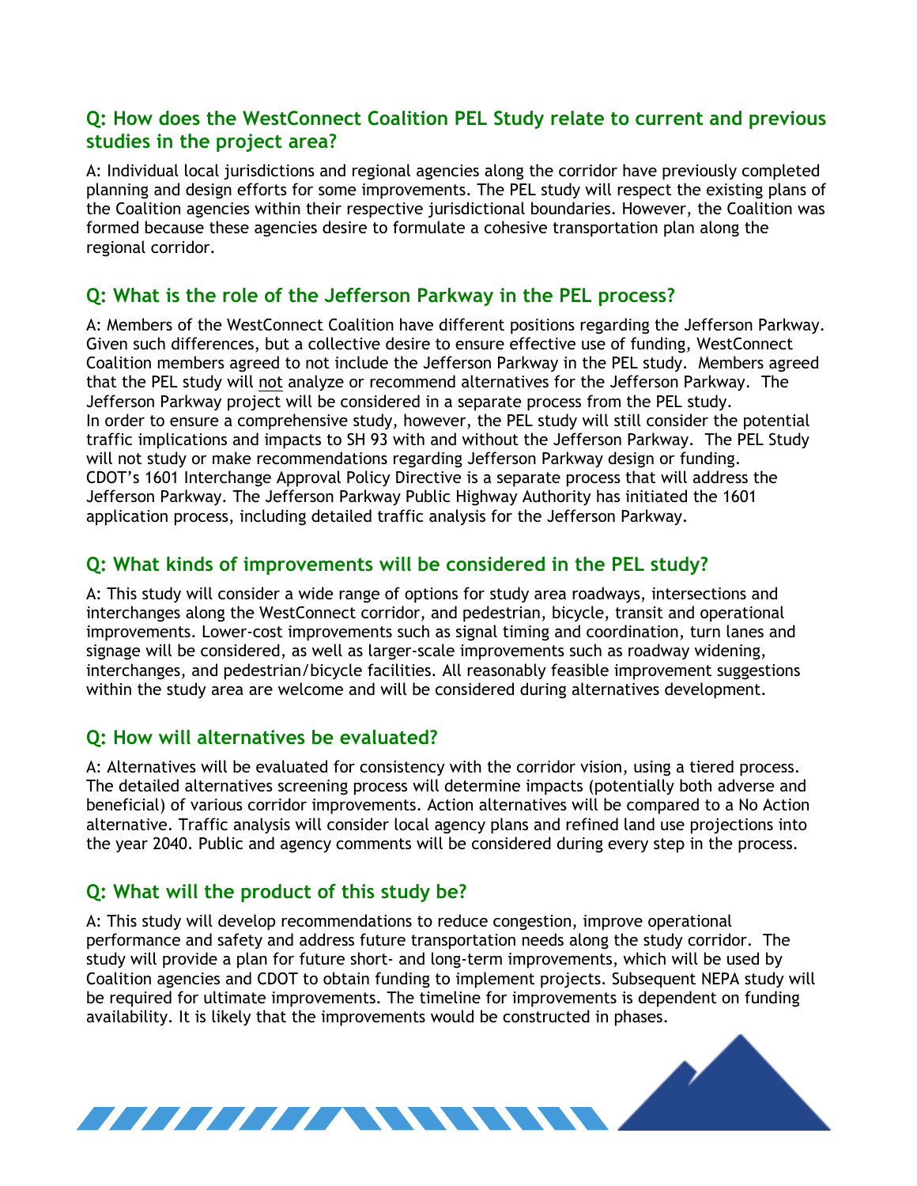## Q: How does the WestConnect Coalition PEL Study relate to current and previous studies in the project area?

A: Individual local jurisdictions and regional agencies along the corridor have previously completed planning and design efforts for some improvements. The PEL study will respect the existing plans of the Coalition agencies within their respective jurisdictional boundaries. However, the Coalition was formed because these agencies desire to formulate a cohesive transportation plan along the regional corridor.

## Q: What is the role of the Jefferson Parkway in the PEL process?

A: Members of the WestConnect Coalition have different positions regarding the Jefferson Parkway. Given such differences, but a collective desire to ensure effective use of funding, WestConnect Coalition members agreed to not include the Jefferson Parkway in the PEL study. Members agreed that the PEL study will not analyze or recommend alternatives for the Jefferson Parkway. The Jefferson Parkway project will be considered in a separate process from the PEL study. In order to ensure a comprehensive study, however, the PEL study will still consider the potential traffic implications and impacts to SH 93 with and without the Jefferson Parkway. The PEL Study will not study or make recommendations regarding Jefferson Parkway design or funding. CDOT's 1601 Interchange Approval Policy Directive is a separate process that will address the Jefferson Parkway. The Jefferson Parkway Public Highway Authority has initiated the 1601 application process, including detailed traffic analysis for the Jefferson Parkway.

## Q: What kinds of improvements will be considered in the PEL study?

A: This study will consider a wide range of options for study area roadways, intersections and interchanges along the WestConnect corridor, and pedestrian, bicycle, transit and operational improvements. Lower-cost improvements such as signal timing and coordination, turn lanes and signage will be considered, as well as larger-scale improvements such as roadway widening, interchanges, and pedestrian/bicycle facilities. All reasonably feasible improvement suggestions within the study area are welcome and will be considered during alternatives development.

## Q: How will alternatives be evaluated?

A: Alternatives will be evaluated for consistency with the corridor vision, using a tiered process. The detailed alternatives screening process will determine impacts (potentially both adverse and beneficial) of various corridor improvements. Action alternatives will be compared to a No Action alternative. Traffic analysis will consider local agency plans and refined land use projections into the year 2040. Public and agency comments will be considered during every step in the process.

## Q: What will the product of this study be?

A: This study will develop recommendations to reduce congestion, improve operational performance and safety and address future transportation needs along the study corridor. The study will provide a plan for future short- and long-term improvements, which will be used by Coalition agencies and CDOT to obtain funding to implement projects. Subsequent NEPA study will be required for ultimate improvements. The timeline for improvements is dependent on funding availability. It is likely that the improvements would be constructed in phases.